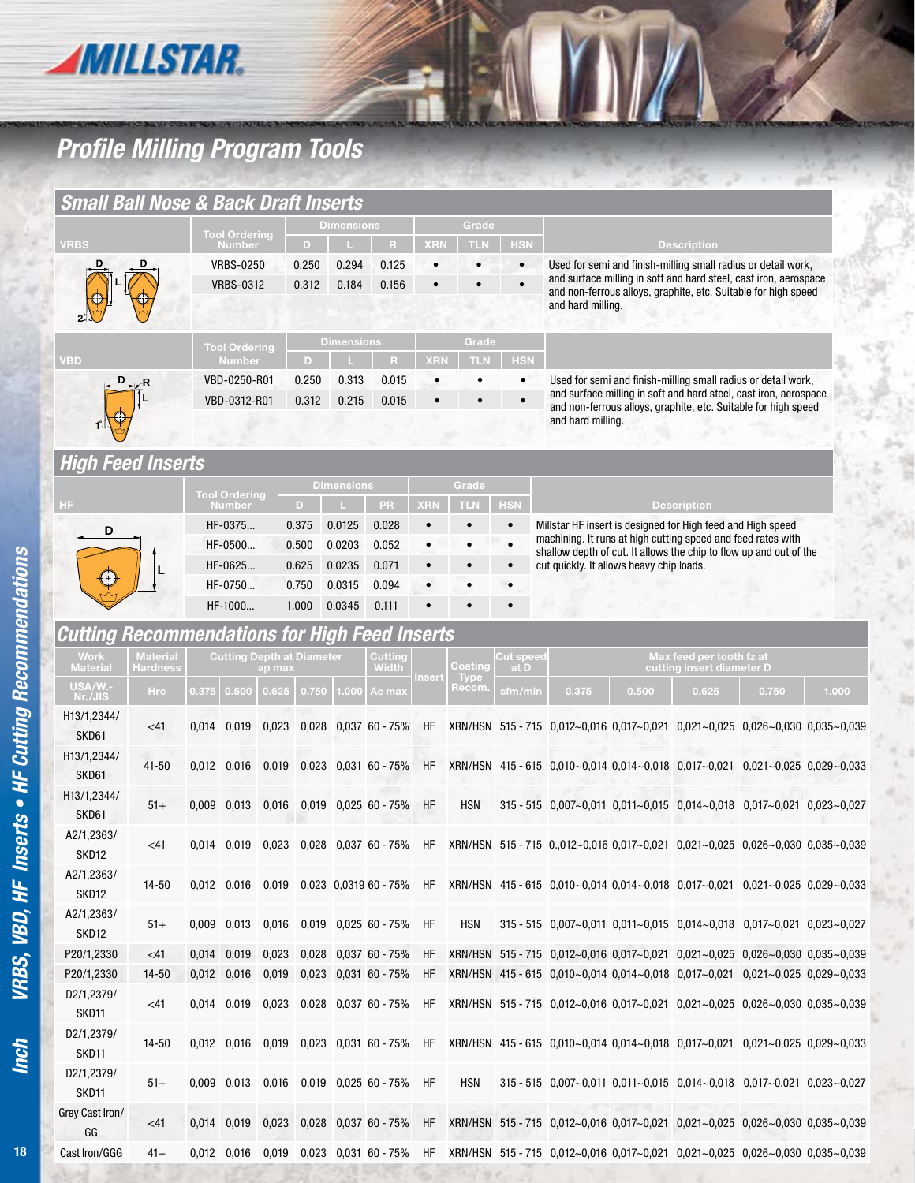# Profile Milling Program Tools

## Small Ball Nose & Back Draft Inserts

| VRBS | Tool Ordering Number | Dimensions | | | Grade | | | Description |
|---|---|---|---|---|---|---|---|---|
| | | D | L | R | XRN | TLN | HSN | |
| | VRBS-0250 | 0.250 | 0.294 | 0.125 | • | • | • | Used for semi and finish-milling small radius or detail work, and surface milling in soft and hard steel, cast iron, aerospace and non-ferrous alloys, graphite, etc. Suitable for high speed and hard milling. |
| | VRBS-0312 | 0.312 | 0.184 | 0.156 | • | • | • | |

| VBD | Tool Ordering Number | Dimensions | | | Grade | | | Description |
|---|---|---|---|---|---|---|---|---|
| | | D | L | R | XRN | TLN | HSN | |
| | VBD-0250-R01 | 0.250 | 0.313 | 0.015 | • | • | • | Used for semi and finish-milling small radius or detail work, and surface milling in soft and hard steel, cast iron, aerospace and non-ferrous alloys, graphite, etc. Suitable for high speed and hard milling. |
| | VBD-0312-R01 | 0.312 | 0.215 | 0.015 | • | • | • | |

## High Feed Inserts

| HF | Tool Ordering Number | Dimensions | | | Grade | | | Description |
|---|---|---|---|---|---|---|---|---|
| | | D | L | PR | XRN | TLN | HSN | |
| | HF-0375... | 0.375 | 0.0125 | 0.028 | • | • | • | Millstar HF insert is designed for High feed and High speed machining. It runs at high cutting speed and feed rates with shallow depth of cut. It allows the chip to flow up and out of the cut quickly. It allows heavy chip loads. |
| | HF-0500... | 0.500 | 0.0203 | 0.052 | • | • | • | |
| | HF-0625... | 0.625 | 0.0235 | 0.071 | • | • | • | |
| | HF-0750... | 0.750 | 0.0315 | 0.094 | • | • | • | |
| | HF-1000... | 1.000 | 0.0345 | 0.111 | • | • | • | |

## Cutting Recommendations for High Feed Inserts

| Work Material | Material Hardness | Cutting Depth at Diameter ap max | | | | | Cutting Width | Insert | Coating Type Recom. | Cut speed at D | Max feed per tooth fz at cutting insert diameter D | | | | |
|---|---|---|---|---|---|---|---|---|---|---|---|---|---|---|---|
| USA/W.-Nr./JIS | Hrc | 0.375 | 0.500 | 0.625 | 0.750 | 1.000 | Ae max | | | sfm/min | 0.375 | 0.500 | 0.625 | 0.750 | 1.000 |
| H13/1,2344/ SKD61 | <41 | 0,014 | 0,019 | 0,023 | 0,028 | 0,037 | 60 - 75% | HF | XRN/HSN | 515 - 715 | 0,012~0,016 | 0,017~0,021 | 0,021~0,025 | 0,026~0,030 | 0,035~0,039 |
| H13/1,2344/ SKD61 | 41-50 | 0,012 | 0,016 | 0,019 | 0,023 | 0,031 | 60 - 75% | HF | XRN/HSN | 415 - 615 | 0,010~0,014 | 0,014~0,018 | 0,017~0,021 | 0,021~0,025 | 0,029~0,033 |
| H13/1,2344/ SKD61 | 51+ | 0,009 | 0,013 | 0,016 | 0,019 | 0,025 | 60 - 75% | HF | HSN | 315 - 515 | 0,007~0,011 | 0,011~0,015 | 0,014~0,018 | 0,017~0,021 | 0,023~0,027 |
| A2/1,2363/ SKD12 | <41 | 0,014 | 0,019 | 0,023 | 0,028 | 0,037 | 60 - 75% | HF | XRN/HSN | 515 - 715 | 0.,012~0,016 | 0,017~0,021 | 0,021~0,025 | 0,026~0,030 | 0,035~0,039 |
| A2/1,2363/ SKD12 | 14-50 | 0,012 | 0,016 | 0,019 | 0,023 | 0,0319 | 60 - 75% | HF | XRN/HSN | 415 - 615 | 0,010~0,014 | 0,014~0,018 | 0,017~0,021 | 0,021~0,025 | 0,029~0,033 |
| A2/1,2363/ SKD12 | 51+ | 0,009 | 0,013 | 0,016 | 0,019 | 0,025 | 60 - 75% | HF | HSN | 315 - 515 | 0,007~0,011 | 0,011~0,015 | 0,014~0,018 | 0,017~0,021 | 0,023~0,027 |
| P20/1,2330 | <41 | 0,014 | 0,019 | 0,023 | 0,028 | 0,037 | 60 - 75% | HF | XRN/HSN | 515 - 715 | 0,012~0,016 | 0,017~0,021 | 0,021~0,025 | 0,026~0,030 | 0,035~0,039 |
| P20/1,2330 | 14-50 | 0,012 | 0,016 | 0,019 | 0,023 | 0,031 | 60 - 75% | HF | XRN/HSN | 415 - 615 | 0,010~0,014 | 0,014~0,018 | 0,017~0,021 | 0,021~0,025 | 0,029~0,033 |
| D2/1,2379/ SKD11 | <41 | 0,014 | 0,019 | 0,023 | 0,028 | 0,037 | 60 - 75% | HF | XRN/HSN | 515 - 715 | 0,012~0,016 | 0,017~0,021 | 0,021~0,025 | 0,026~0,030 | 0,035~0,039 |
| D2/1,2379/ SKD11 | 14-50 | 0,012 | 0,016 | 0,019 | 0,023 | 0,031 | 60 - 75% | HF | XRN/HSN | 415 - 615 | 0,010~0,014 | 0,014~0,018 | 0,017~0,021 | 0,021~0,025 | 0,029~0,033 |
| D2/1,2379/ SKD11 | 51+ | 0,009 | 0,013 | 0,016 | 0,019 | 0,025 | 60 - 75% | HF | HSN | 315 - 515 | 0,007~0,011 | 0,011~0,015 | 0,014~0,018 | 0,017~0,021 | 0,023~0,027 |
| Grey Cast Iron/ GG | <41 | 0,014 | 0,019 | 0,023 | 0,028 | 0,037 | 60 - 75% | HF | XRN/HSN | 515 - 715 | 0,012~0,016 | 0,017~0,021 | 0,021~0,025 | 0,026~0,030 | 0,035~0,039 |
| Cast Iron/GGG | 41+ | 0,012 | 0,016 | 0,019 | 0,023 | 0,031 | 60 - 75% | HF | XRN/HSN | 515 - 715 | 0,012~0,016 | 0,017~0,021 | 0,021~0,025 | 0,026~0,030 | 0,035~0,039 |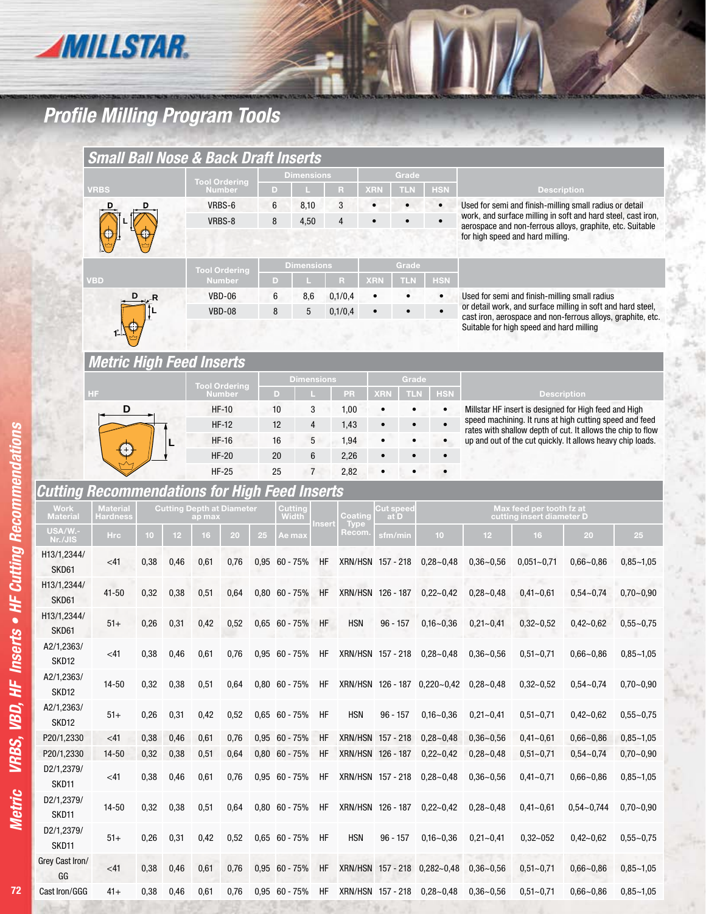# Profile Milling Program Tools

## Small Ball Nose & Back Draft Inserts

| VRBS | Tool Ordering Number | Dimensions | | | Grade | | | Description |
|---|---|---|---|---|---|---|---|---|
| | | D | L | R | XRN | TLN | HSN | |
| | VRBS-6 | 6 | 8,10 | 3 | • | • | • | Used for semi and finish-milling small radius or detail work, and surface milling in soft and hard steel, cast iron, aerospace and non-ferrous alloys, graphite, etc. Suitable for high speed and hard milling. |
| | VRBS-8 | 8 | 4,50 | 4 | • | • | • | |

| VBD | Tool Ordering Number | Dimensions | | | Grade | | | Description |
|---|---|---|---|---|---|---|---|---|
| | | D | L | R | XRN | TLN | HSN | |
| | VBD-06 | 6 | 8,6 | 0,1/0,4 | • | • | • | Used for semi and finish-milling small radius or detail work, and surface milling in soft and hard steel, cast iron, aerospace and non-ferrous alloys, graphite, etc. Suitable for high speed and hard milling |
| | VBD-08 | 8 | 5 | 0,1/0,4 | • | • | • | |

## Metric High Feed Inserts

| HF | Tool Ordering Number | Dimensions | | | Grade | | | Description |
|---|---|---|---|---|---|---|---|---|
| | | D | L | PR | XRN | TLN | HSN | |
| | HF-10 | 10 | 3 | 1,00 | • | • | • | Millstar HF insert is designed for High feed and High speed machining. It runs at high cutting speed and feed rates with shallow depth of cut. It allows the chip to flow up and out of the cut quickly. It allows heavy chip loads. |
| | HF-12 | 12 | 4 | 1,43 | • | • | • | |
| | HF-16 | 16 | 5 | 1,94 | • | • | • | |
| | HF-20 | 20 | 6 | 2,26 | • | • | • | |
| | HF-25 | 25 | 7 | 2,82 | • | • | • | |

## Cutting Recommendations for High Feed Inserts

| Work Material | Material Hardness | Cutting Depth at Diameter ap max | | | | | Cutting Width | Insert | Coating Type Recom. | Cut speed at D | Max feed per tooth fz at cutting insert diameter D | | | | |
|---|---|---|---|---|---|---|---|---|---|---|---|---|---|---|---|
| USA/W.-Nr./JIS | Hrc | 10 | 12 | 16 | 20 | 25 | Ae max | | | sfm/min | 10 | 12 | 16 | 20 | 25 |
| H13/1,2344/ SKD61 | <41 | 0,38 | 0,46 | 0,61 | 0,76 | 0,95 | 60 - 75% | HF | XRN/HSN | 157 - 218 | 0,28~0,48 | 0,36~0,56 | 0,051~0,71 | 0,66~0,86 | 0,85~1,05 |
| H13/1,2344/ SKD61 | 41-50 | 0,32 | 0,38 | 0,51 | 0,64 | 0,80 | 60 - 75% | HF | XRN/HSN | 126 - 187 | 0,22~0,42 | 0,28~0,48 | 0,41~0,61 | 0,54~0,74 | 0,70~0,90 |
| H13/1,2344/ SKD61 | 51+ | 0,26 | 0,31 | 0,42 | 0,52 | 0,65 | 60 - 75% | HF | HSN | 96 - 157 | 0,16~0,36 | 0,21~0,41 | 0,32~0,52 | 0,42~0,62 | 0,55~0,75 |
| A2/1,2363/ SKD12 | <41 | 0,38 | 0,46 | 0,61 | 0,76 | 0,95 | 60 - 75% | HF | XRN/HSN | 157 - 218 | 0,28~0,48 | 0,36~0,56 | 0,51~0,71 | 0,66~0,86 | 0,85~1,05 |
| A2/1,2363/ SKD12 | 14-50 | 0,32 | 0,38 | 0,51 | 0,64 | 0,80 | 60 - 75% | HF | XRN/HSN | 126 - 187 | 0,220~0,42 | 0,28~0,48 | 0,32~0,52 | 0,54~0,74 | 0,70~0,90 |
| A2/1,2363/ SKD12 | 51+ | 0,26 | 0,31 | 0,42 | 0,52 | 0,65 | 60 - 75% | HF | HSN | 96 - 157 | 0,16~0,36 | 0,21~0,41 | 0,51~0,71 | 0,42~0,62 | 0,55~0,75 |
| P20/1,2330 | <41 | 0,38 | 0,46 | 0,61 | 0,76 | 0,95 | 60 - 75% | HF | XRN/HSN | 157 - 218 | 0,28~0,48 | 0,36~0,56 | 0,41~0,61 | 0,66~0,86 | 0,85~1,05 |
| P20/1,2330 | 14-50 | 0,32 | 0,38 | 0,51 | 0,64 | 0,80 | 60 - 75% | HF | XRN/HSN | 126 - 187 | 0,22~0,42 | 0,28~0,48 | 0,51~0,71 | 0,54~0,74 | 0,70~0,90 |
| D2/1,2379/ SKD11 | <41 | 0,38 | 0,46 | 0,61 | 0,76 | 0,95 | 60 - 75% | HF | XRN/HSN | 157 - 218 | 0,28~0,48 | 0,36~0,56 | 0,41~0,71 | 0,66~0,86 | 0,85~1,05 |
| D2/1,2379/ SKD11 | 14-50 | 0,32 | 0,38 | 0,51 | 0,64 | 0,80 | 60 - 75% | HF | XRN/HSN | 126 - 187 | 0,22~0,42 | 0,28~0,48 | 0,41~0,61 | 0,54~0,744 | 0,70~0,90 |
| D2/1,2379/ SKD11 | 51+ | 0,26 | 0,31 | 0,42 | 0,52 | 0,65 | 60 - 75% | HF | HSN | 96 - 157 | 0,16~0,36 | 0,21~0,41 | 0,32~052 | 0,42~0,62 | 0,55~0,75 |
| Grey Cast Iron/ GG | <41 | 0,38 | 0,46 | 0,61 | 0,76 | 0,95 | 60 - 75% | HF | XRN/HSN | 157 - 218 | 0,282~0,48 | 0,36~0,56 | 0,51~0,71 | 0,66~0,86 | 0,85~1,05 |
| Cast Iron/GGG | 41+ | 0,38 | 0,46 | 0,61 | 0,76 | 0,95 | 60 - 75% | HF | XRN/HSN | 157 - 218 | 0,28~0,48 | 0,36~0,56 | 0,51~0,71 | 0,66~0,86 | 0,85~1,05 |